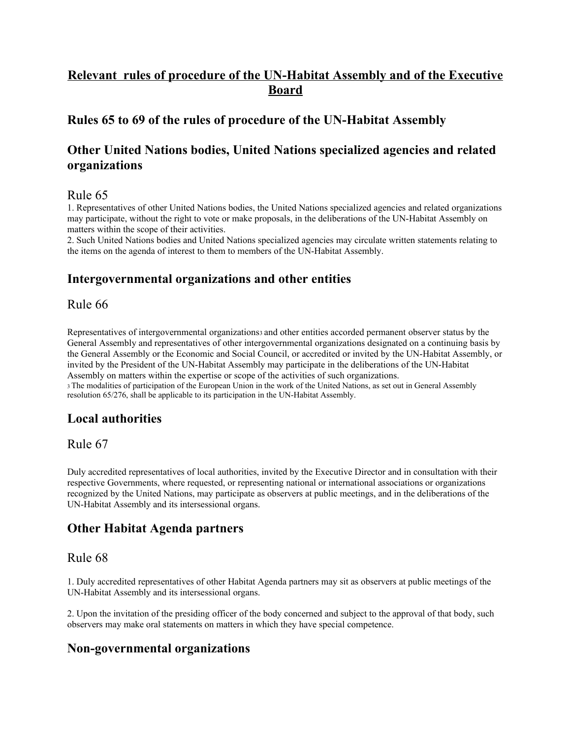# Relevant rules of procedure of the UN-Habitat Assembly and of the Executive Board

## Rules 65 to 69 of the rules of procedure of the UN-Habitat Assembly

## Other United Nations bodies, United Nations specialized agencies and related organizations

### Rule 65

1. Representatives of other United Nations bodies, the United Nations specialized agencies and related organizations may participate, without the right to vote or make proposals, in the deliberations of the UN-Habitat Assembly on matters within the scope of their activities.
2. Such United Nations bodies and United Nations specialized agencies may circulate written statements relating to the items on the agenda of interest to them to members of the UN-Habitat Assembly.

## Intergovernmental organizations and other entities

### Rule 66

Representatives of intergovernmental organizations[3] and other entities accorded permanent observer status by the General Assembly and representatives of other intergovernmental organizations designated on a continuing basis by the General Assembly or the Economic and Social Council, or accredited or invited by the UN-Habitat Assembly, or invited by the President of the UN-Habitat Assembly may participate in the deliberations of the UN-Habitat Assembly on matters within the expertise or scope of the activities of such organizations.

[3] The modalities of participation of the European Union in the work of the United Nations, as set out in General Assembly resolution 65/276, shall be applicable to its participation in the UN-Habitat Assembly.

## Local authorities

### Rule 67

Duly accredited representatives of local authorities, invited by the Executive Director and in consultation with their respective Governments, where requested, or representing national or international associations or organizations recognized by the United Nations, may participate as observers at public meetings, and in the deliberations of the UN-Habitat Assembly and its intersessional organs.

## Other Habitat Agenda partners

### Rule 68

1. Duly accredited representatives of other Habitat Agenda partners may sit as observers at public meetings of the UN-Habitat Assembly and its intersessional organs.

2. Upon the invitation of the presiding officer of the body concerned and subject to the approval of that body, such observers may make oral statements on matters in which they have special competence.

## Non-governmental organizations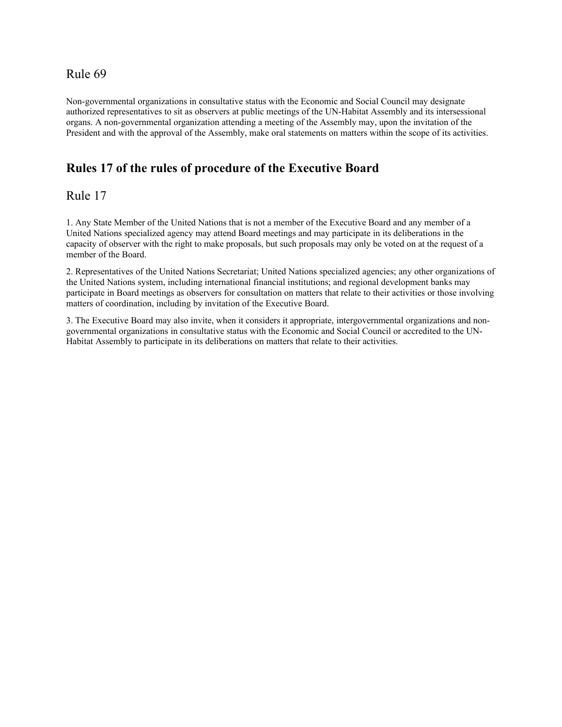### Rule 69

Non-governmental organizations in consultative status with the Economic and Social Council may designate authorized representatives to sit as observers at public meetings of the UN-Habitat Assembly and its intersessional organs. A non-governmental organization attending a meeting of the Assembly may, upon the invitation of the President and with the approval of the Assembly, make oral statements on matters within the scope of its activities.

## Rules 17 of the rules of procedure of the Executive Board

### Rule 17

1. Any State Member of the United Nations that is not a member of the Executive Board and any member of a United Nations specialized agency may attend Board meetings and may participate in its deliberations in the capacity of observer with the right to make proposals, but such proposals may only be voted on at the request of a member of the Board.

2. Representatives of the United Nations Secretariat; United Nations specialized agencies; any other organizations of the United Nations system, including international financial institutions; and regional development banks may participate in Board meetings as observers for consultation on matters that relate to their activities or those involving matters of coordination, including by invitation of the Executive Board.

3. The Executive Board may also invite, when it considers it appropriate, intergovernmental organizations and non-governmental organizations in consultative status with the Economic and Social Council or accredited to the UN-Habitat Assembly to participate in its deliberations on matters that relate to their activities.